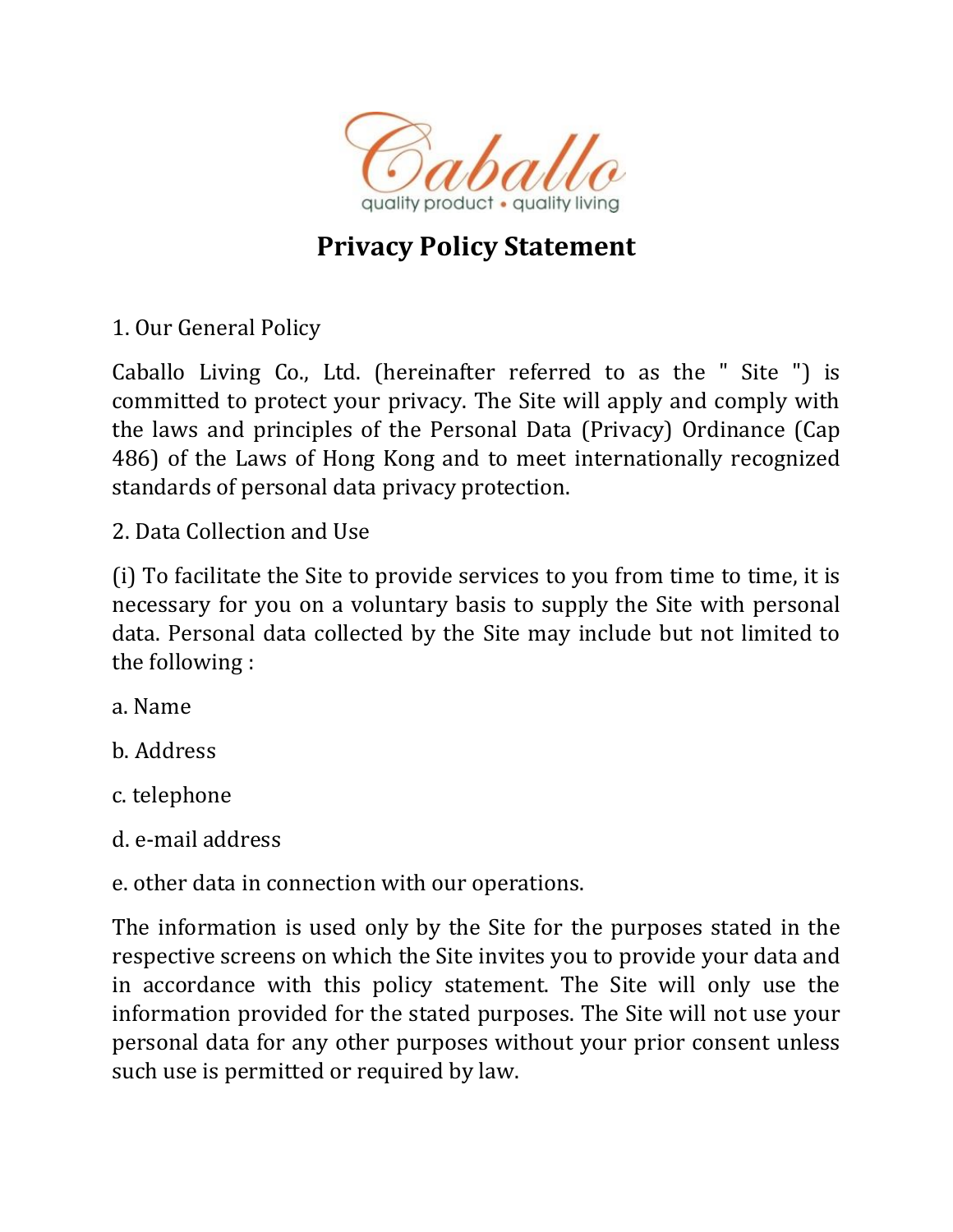Caballo

quality product • quality living

# Privacy Policy Statement

1. Our General Policy

Caballo Living Co., Ltd. (hereinafter referred to as the " Site ") is committed to protect your privacy. The Site will apply and comply with the laws and principles of the Personal Data (Privacy) Ordinance (Cap 486) of the Laws of Hong Kong and to meet internationally recognized standards of personal data privacy protection.

2. Data Collection and Use

(i) To facilitate the Site to provide services to you from time to time, it is necessary for you on a voluntary basis to supply the Site with personal data. Personal data collected by the Site may include but not limited to the following :

a. Name

b. Address

c. telephone

d. e-mail address

e. other data in connection with our operations.

The information is used only by the Site for the purposes stated in the respective screens on which the Site invites you to provide your data and in accordance with this policy statement. The Site will only use the information provided for the stated purposes. The Site will not use your personal data for any other purposes without your prior consent unless such use is permitted or required by law.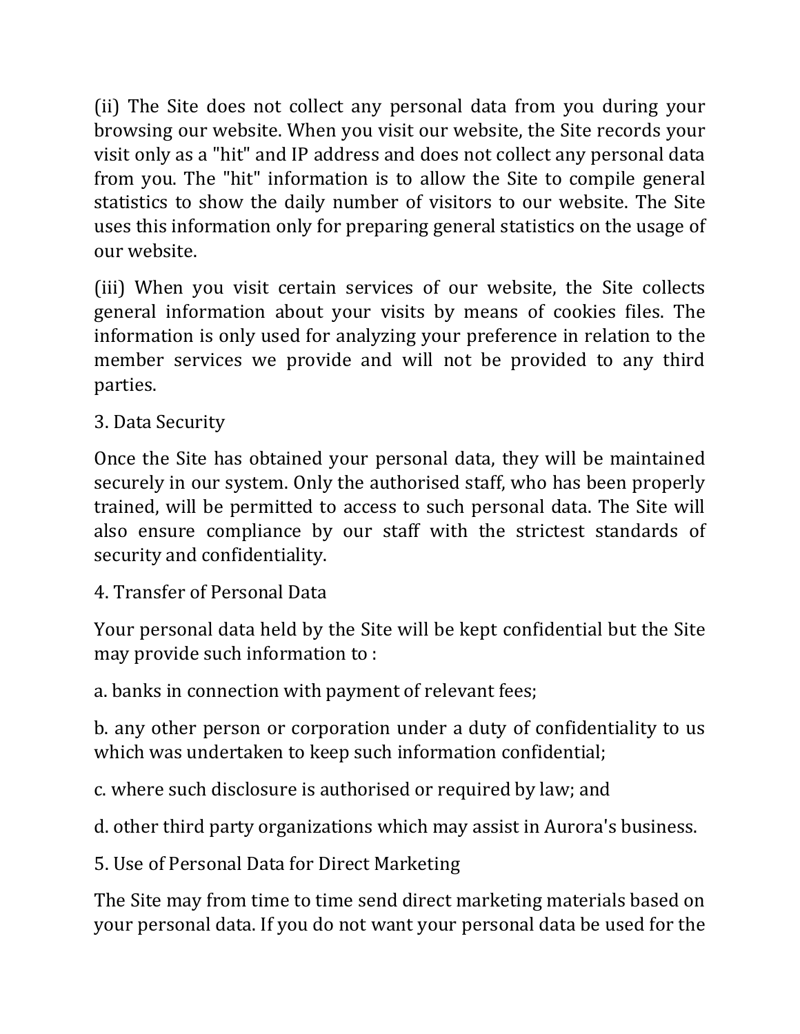(ii) The Site does not collect any personal data from you during your browsing our website. When you visit our website, the Site records your visit only as a "hit" and IP address and does not collect any personal data from you. The "hit" information is to allow the Site to compile general statistics to show the daily number of visitors to our website. The Site uses this information only for preparing general statistics on the usage of our website.

(iii) When you visit certain services of our website, the Site collects general information about your visits by means of cookies files. The information is only used for analyzing your preference in relation to the member services we provide and will not be provided to any third parties.

## 3. Data Security

Once the Site has obtained your personal data, they will be maintained securely in our system. Only the authorised staff, who has been properly trained, will be permitted to access to such personal data. The Site will also ensure compliance by our staff with the strictest standards of security and confidentiality.

## 4. Transfer of Personal Data

Your personal data held by the Site will be kept confidential but the Site may provide such information to :

a. banks in connection with payment of relevant fees;

b. any other person or corporation under a duty of confidentiality to us which was undertaken to keep such information confidential;

c. where such disclosure is authorised or required by law; and

d. other third party organizations which may assist in Aurora's business.

## 5. Use of Personal Data for Direct Marketing

The Site may from time to time send direct marketing materials based on your personal data. If you do not want your personal data be used for the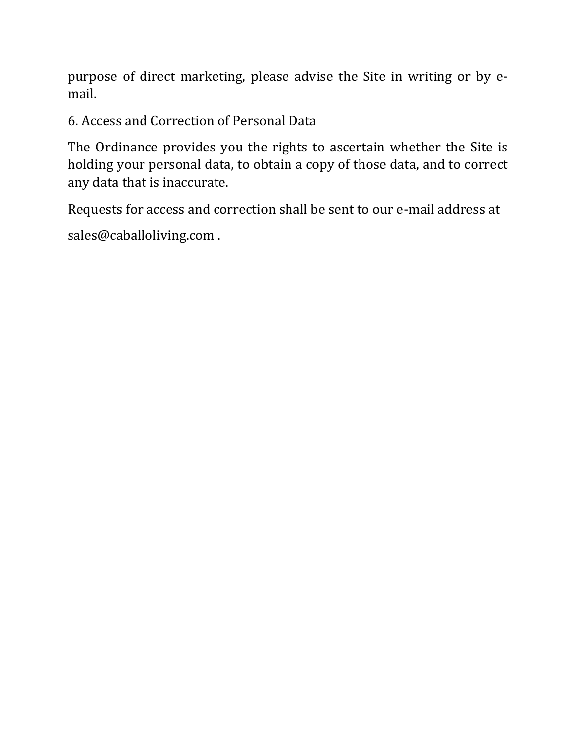purpose of direct marketing, please advise the Site in writing or by e-mail.

## 6. Access and Correction of Personal Data

The Ordinance provides you the rights to ascertain whether the Site is holding your personal data, to obtain a copy of those data, and to correct any data that is inaccurate.

Requests for access and correction shall be sent to our e-mail address at

sales@caballoliving.com .